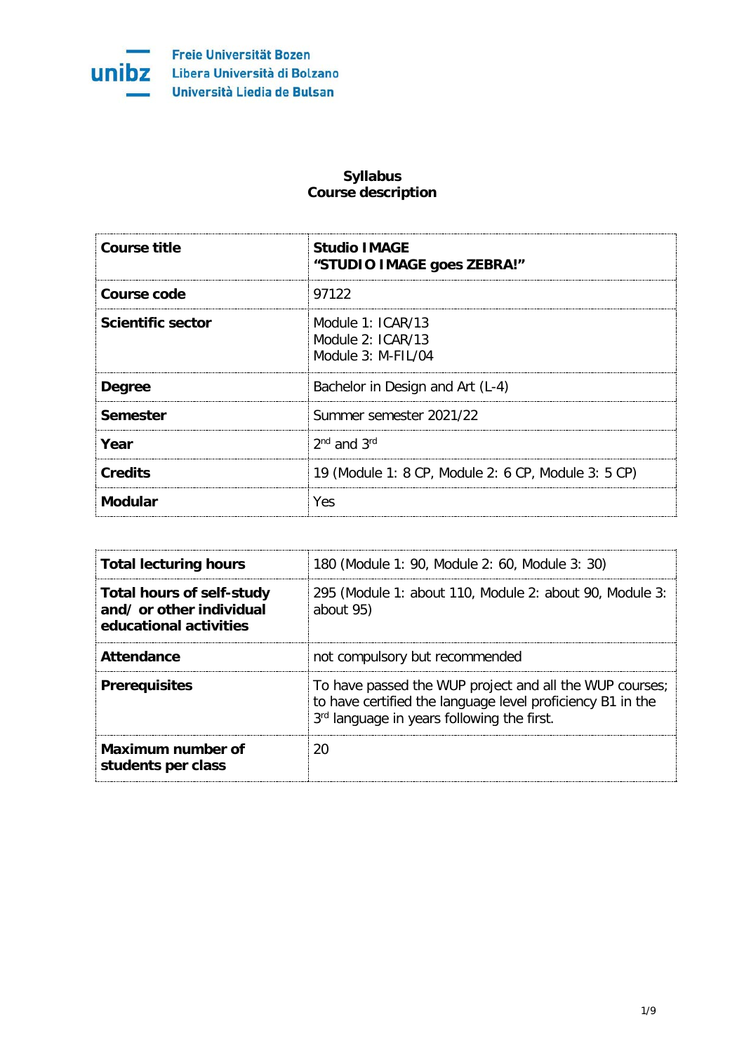Freie Universität Bozen
Libera Università di Bolzano
Università Liedia de Bulsan

# Syllabus
## Course description

| Course title | Studio IMAGE<br>"STUDIO IMAGE goes ZEBRA!" |
|---|---|
| Course code | 97122 |
| Scientific sector | Module 1: ICAR/13<br>Module 2: ICAR/13<br>Module 3: M-FIL/04 |
| Degree | Bachelor in Design and Art (L-4) |
| Semester | Summer semester 2021/22 |
| Year | 2nd and 3rd |
| Credits | 19 (Module 1: 8 CP, Module 2: 6 CP, Module 3: 5 CP) |
| Modular | Yes |

| Total lecturing hours | 180 (Module 1: 90, Module 2: 60, Module 3: 30) |
|---|---|
| Total hours of self-study and/ or other individual educational activities | 295 (Module 1: about 110, Module 2: about 90, Module 3: about 95) |
| Attendance | not compulsory but recommended |
| Prerequisites | To have passed the WUP project and all the WUP courses; to have certified the language level proficiency B1 in the 3rd language in years following the first. |
| Maximum number of students per class | 20 |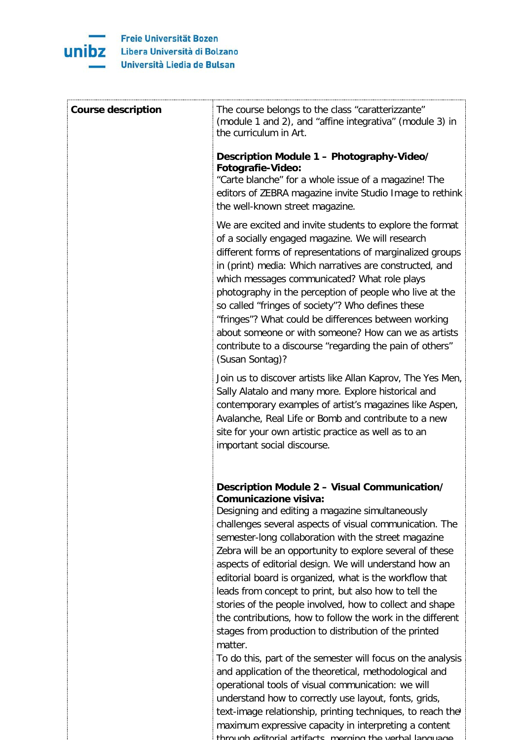| | |
|---|---|
| **Course description** | The course belongs to the class "caratterizzante" (module 1 and 2), and "affine integrativa" (module 3) in the curriculum in Art.<br><br>**Description Module 1 – Photography-Video/ Fotografie-Video:**<br>"Carte blanche" for a whole issue of a magazine! The editors of ZEBRA magazine invite Studio Image to rethink the well-known street magazine.<br><br>We are excited and invite students to explore the format of a socially engaged magazine. We will research different forms of representations of marginalized groups in (print) media: Which narratives are constructed, and which messages communicated? What role plays photography in the perception of people who live at the so called "fringes of society"? Who defines these "fringes"? What could be differences between working about someone or with someone? How can we as artists contribute to a discourse "regarding the pain of others" (Susan Sontag)?<br><br>Join us to discover artists like Allan Kaprov, The Yes Men, Sally Alatalo and many more. Explore historical and contemporary examples of artist's magazines like Aspen, Avalanche, Real Life or Bomb and contribute to a new site for your own artistic practice as well as to an important social discourse.<br><br>**Description Module 2 – Visual Communication/ Comunicazione visiva:**<br>Designing and editing a magazine simultaneously challenges several aspects of visual communication. The semester-long collaboration with the street magazine Zebra will be an opportunity to explore several of these aspects of editorial design. We will understand how an editorial board is organized, what is the workflow that leads from concept to print, but also how to tell the stories of the people involved, how to collect and shape the contributions, how to follow the work in the different stages from production to distribution of the printed matter.<br>To do this, part of the semester will focus on the analysis and application of the theoretical, methodological and operational tools of visual communication: we will understand how to correctly use layout, fonts, grids, text-image relationship, printing techniques, to reach the maximum expressive capacity in interpreting a content through editorial artifacts, merging the verbal language |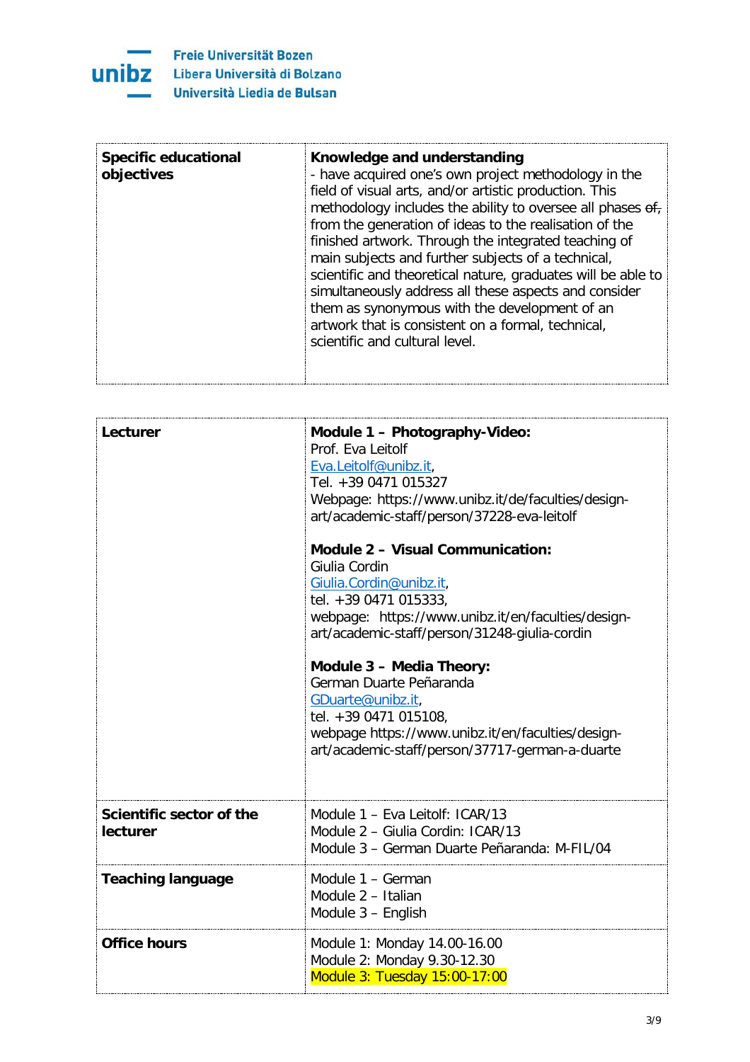| Specific educational objectives | **Knowledge and understanding**<br>- have acquired one's own project methodology in the field of visual arts, and/or artistic production. This methodology includes the ability to oversee all phases ~~of,~~ from the generation of ideas to the realisation of the finished artwork. Through the integrated teaching of main subjects and further subjects of a technical, scientific and theoretical nature, graduates will be able to simultaneously address all these aspects and consider them as synonymous with the development of an artwork that is consistent on a formal, technical, scientific and cultural level. |
|---|---|

| Lecturer | **Module 1 – Photography-Video:**<br>Prof. Eva Leitolf<br>Eva.Leitolf@unibz.it,<br>Tel. +39 0471 015327<br>Webpage: https://www.unibz.it/de/faculties/design-art/academic-staff/person/37228-eva-leitolf<br><br>**Module 2 – Visual Communication:**<br>Giulia Cordin<br>Giulia.Cordin@unibz.it,<br>tel. +39 0471 015333,<br>webpage: https://www.unibz.it/en/faculties/design-art/academic-staff/person/31248-giulia-cordin<br><br>**Module 3 – Media Theory:**<br>German Duarte Peñaranda<br>GDuarte@unibz.it,<br>tel. +39 0471 015108,<br>webpage https://www.unibz.it/en/faculties/design-art/academic-staff/person/37717-german-a-duarte |
|---|---|
| **Scientific sector of the lecturer** | Module 1 – Eva Leitolf: ICAR/13<br>Module 2 – Giulia Cordin: ICAR/13<br>Module 3 – German Duarte Peñaranda: M-FIL/04 |
| **Teaching language** | Module 1 – German<br>Module 2 – Italian<br>Module 3 – English |
| **Office hours** | Module 1: Monday 14.00-16.00<br>Module 2: Monday 9.30-12.30<br>Module 3: Tuesday 15:00-17:00 |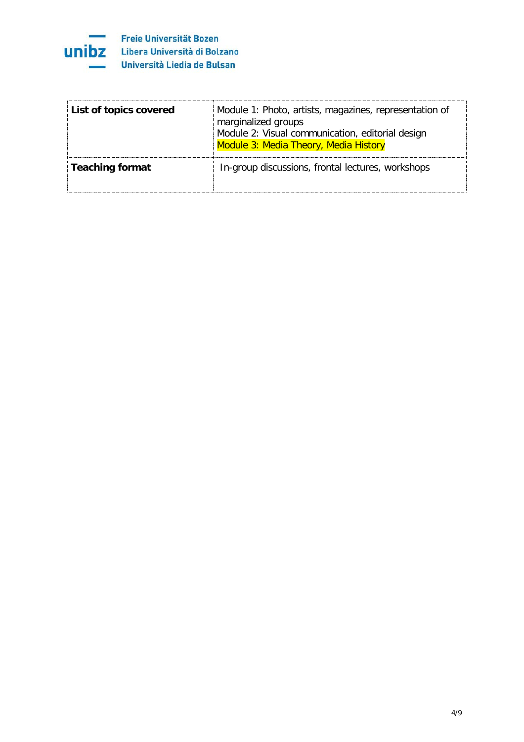| List of topics covered | Module 1: Photo, artists, magazines, representation of marginalized groups<br>Module 2: Visual communication, editorial design<br>Module 3: Media Theory, Media History |
|---|---|
| **Teaching format** | In-group discussions, frontal lectures, workshops |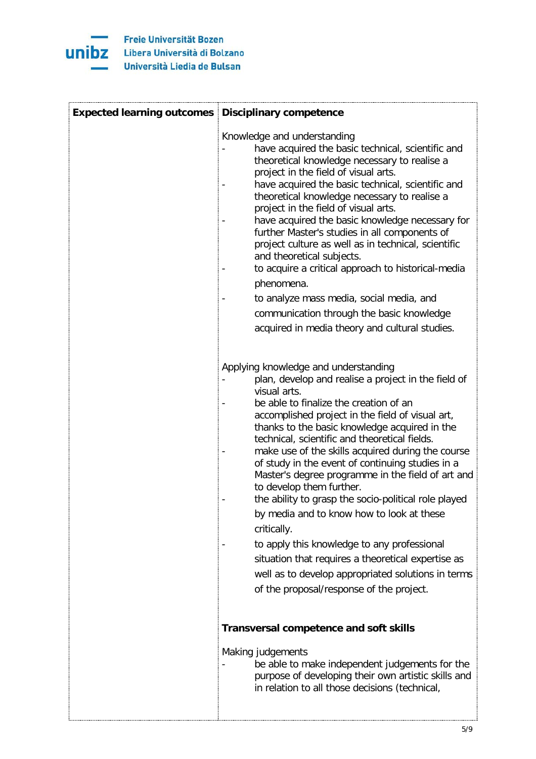| Expected learning outcomes | Disciplinary competence |
|---|---|
| | Knowledge and understanding<br>- have acquired the basic technical, scientific and theoretical knowledge necessary to realise a project in the field of visual arts.<br>- have acquired the basic technical, scientific and theoretical knowledge necessary to realise a project in the field of visual arts.<br>- have acquired the basic knowledge necessary for further Master's studies in all components of project culture as well as in technical, scientific and theoretical subjects.<br>- to acquire a critical approach to historical-media phenomena.<br>- to analyze mass media, social media, and communication through the basic knowledge acquired in media theory and cultural studies.<br><br>Applying knowledge and understanding<br>- plan, develop and realise a project in the field of visual arts.<br>- be able to finalize the creation of an accomplished project in the field of visual art, thanks to the basic knowledge acquired in the technical, scientific and theoretical fields.<br>- make use of the skills acquired during the course of study in the event of continuing studies in a Master's degree programme in the field of art and to develop them further.<br>- the ability to grasp the socio-political role played by media and to know how to look at these critically.<br>- to apply this knowledge to any professional situation that requires a theoretical expertise as well as to develop appropriated solutions in terms of the proposal/response of the project.<br><br>**Transversal competence and soft skills**<br><br>Making judgements<br>- be able to make independent judgements for the purpose of developing their own artistic skills and in relation to all those decisions (technical, |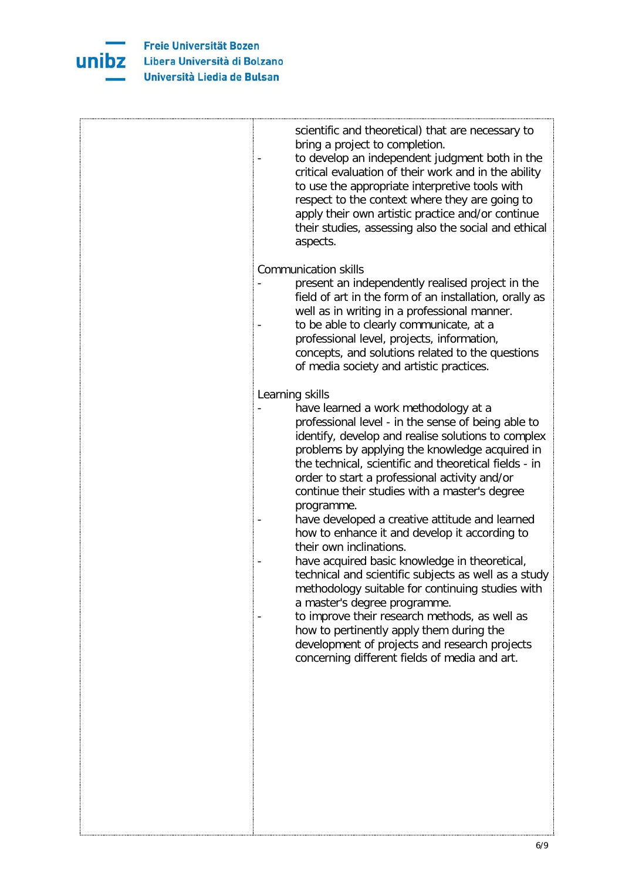| | |
|---|---|
| | scientific and theoretical) that are necessary to bring a project to completion.<br>- to develop an independent judgment both in the critical evaluation of their work and in the ability to use the appropriate interpretive tools with respect to the context where they are going to apply their own artistic practice and/or continue their studies, assessing also the social and ethical aspects.<br><br>Communication skills<br>- present an independently realised project in the field of art in the form of an installation, orally as well as in writing in a professional manner.<br>- to be able to clearly communicate, at a professional level, projects, information, concepts, and solutions related to the questions of media society and artistic practices.<br><br>Learning skills<br>- have learned a work methodology at a professional level - in the sense of being able to identify, develop and realise solutions to complex problems by applying the knowledge acquired in the technical, scientific and theoretical fields - in order to start a professional activity and/or continue their studies with a master's degree programme.<br>- have developed a creative attitude and learned how to enhance it and develop it according to their own inclinations.<br>- have acquired basic knowledge in theoretical, technical and scientific subjects as well as a study methodology suitable for continuing studies with a master's degree programme.<br>- to improve their research methods, as well as how to pertinently apply them during the development of projects and research projects concerning different fields of media and art. |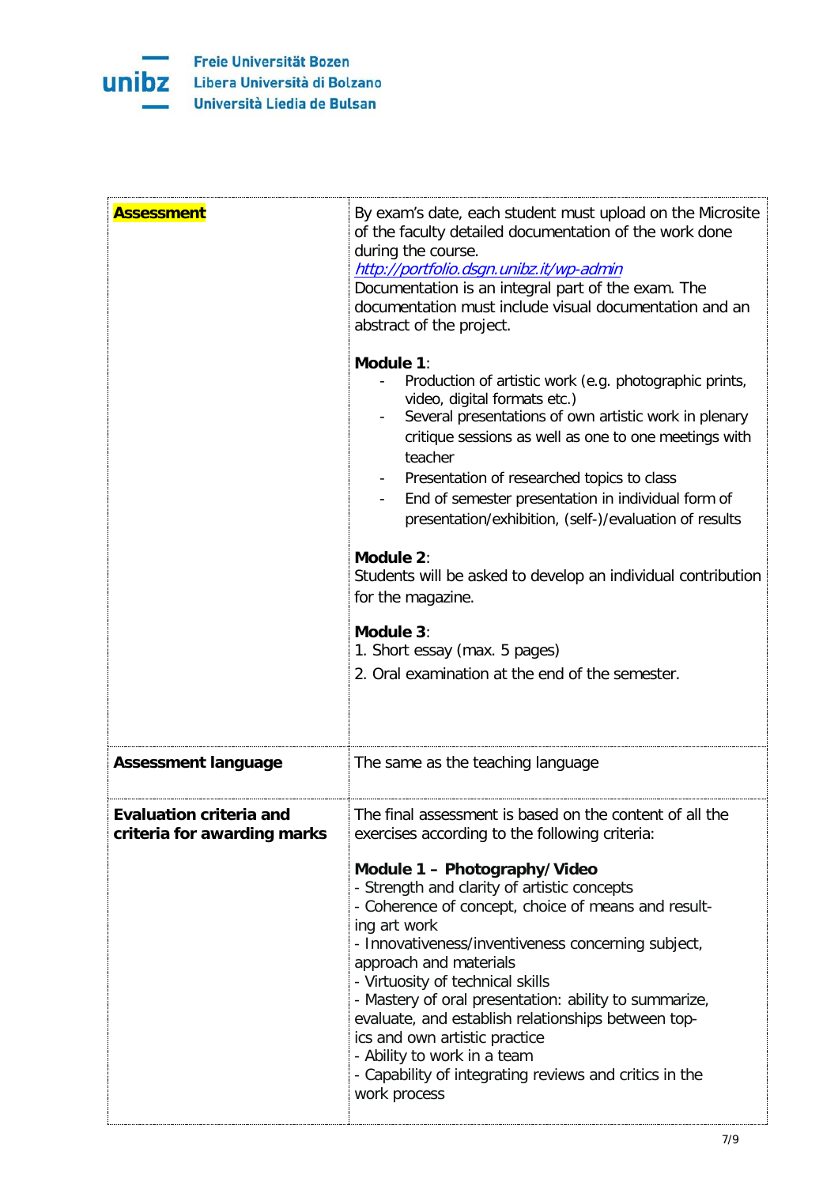| | |
|---|---|
| **Assessment** | By exam's date, each student must upload on the Microsite of the faculty detailed documentation of the work done during the course.<br>*http://portfolio.dsgn.unibz.it/wp-admin*<br>Documentation is an integral part of the exam. The documentation must include visual documentation and an abstract of the project.<br><br>**Module 1**:<br>- Production of artistic work (e.g. photographic prints, video, digital formats etc.)<br>- Several presentations of own artistic work in plenary critique sessions as well as one to one meetings with teacher<br>- Presentation of researched topics to class<br>- End of semester presentation in individual form of presentation/exhibition, (self-)/evaluation of results<br><br>**Module 2**:<br>Students will be asked to develop an individual contribution for the magazine.<br><br>**Module 3**:<br>1. Short essay (max. 5 pages)<br>2. Oral examination at the end of the semester. |
| **Assessment language** | The same as the teaching language |
| **Evaluation criteria and criteria for awarding marks** | The final assessment is based on the content of all the exercises according to the following criteria:<br><br>**Module 1 – Photography/Video**<br>- Strength and clarity of artistic concepts<br>- Coherence of concept, choice of means and resulting art work<br>- Innovativeness/inventiveness concerning subject, approach and materials<br>- Virtuosity of technical skills<br>- Mastery of oral presentation: ability to summarize, evaluate, and establish relationships between topics and own artistic practice<br>- Ability to work in a team<br>- Capability of integrating reviews and critics in the work process |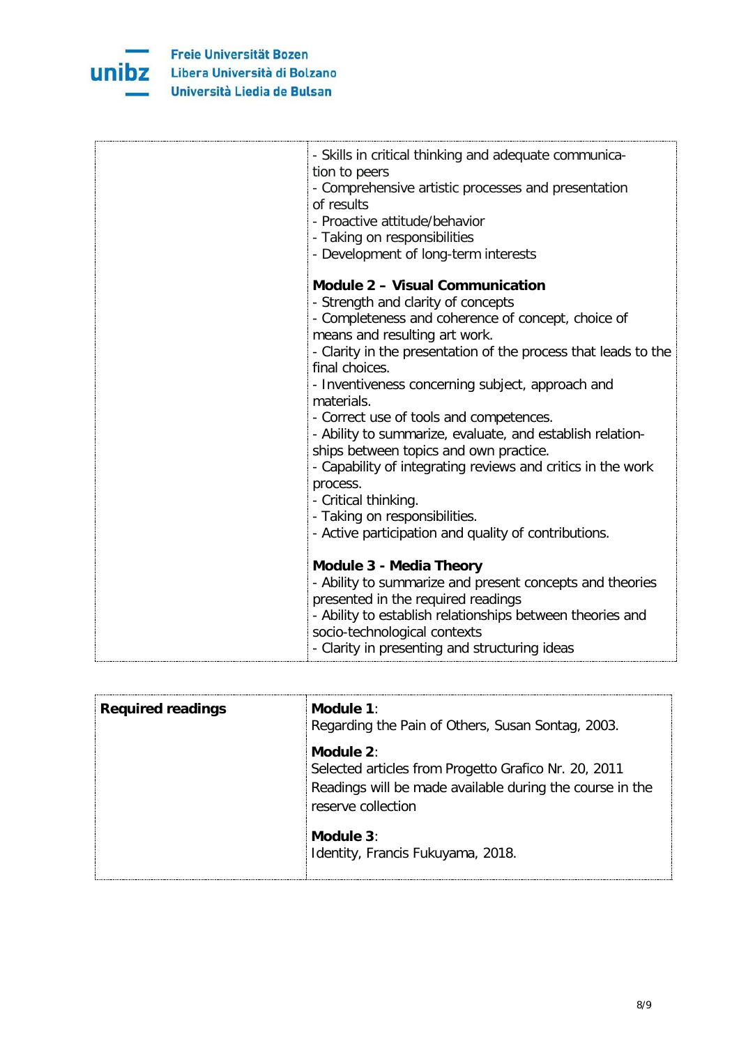| | |
|---|---|
| | - Skills in critical thinking and adequate communication to peers<br>- Comprehensive artistic processes and presentation of results<br>- Proactive attitude/behavior<br>- Taking on responsibilities<br>- Development of long-term interests<br><br>**Module 2 – Visual Communication**<br>- Strength and clarity of concepts<br>- Completeness and coherence of concept, choice of means and resulting art work.<br>- Clarity in the presentation of the process that leads to the final choices.<br>- Inventiveness concerning subject, approach and materials.<br>- Correct use of tools and competences.<br>- Ability to summarize, evaluate, and establish relationships between topics and own practice.<br>- Capability of integrating reviews and critics in the work process.<br>- Critical thinking.<br>- Taking on responsibilities.<br>- Active participation and quality of contributions.<br><br>**Module 3 - Media Theory**<br>- Ability to summarize and present concepts and theories presented in the required readings<br>- Ability to establish relationships between theories and socio-technological contexts<br>- Clarity in presenting and structuring ideas |

| | |
|---|---|
| **Required readings** | **Module 1**:<br>Regarding the Pain of Others, Susan Sontag, 2003.<br><br>**Module 2**:<br>Selected articles from Progetto Grafico Nr. 20, 2011<br>Readings will be made available during the course in the reserve collection<br><br>**Module 3**:<br>Identity, Francis Fukuyama, 2018. |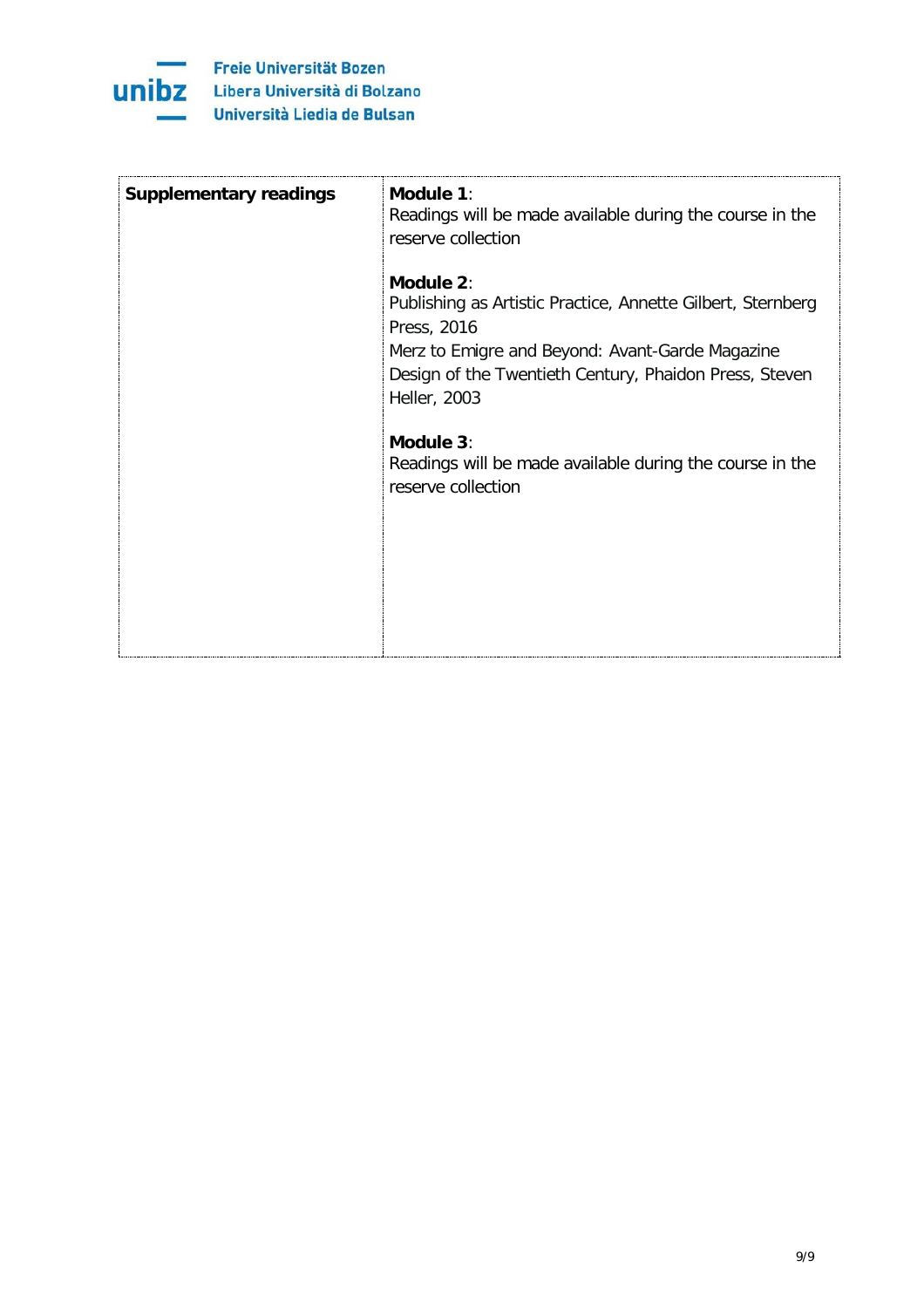| | |
|---|---|
| **Supplementary readings** | **Module 1**:<br>Readings will be made available during the course in the reserve collection<br><br>**Module 2**:<br>Publishing as Artistic Practice, Annette Gilbert, Sternberg Press, 2016<br>Merz to Emigre and Beyond: Avant-Garde Magazine Design of the Twentieth Century, Phaidon Press, Steven Heller, 2003<br><br>**Module 3**:<br>Readings will be made available during the course in the reserve collection |